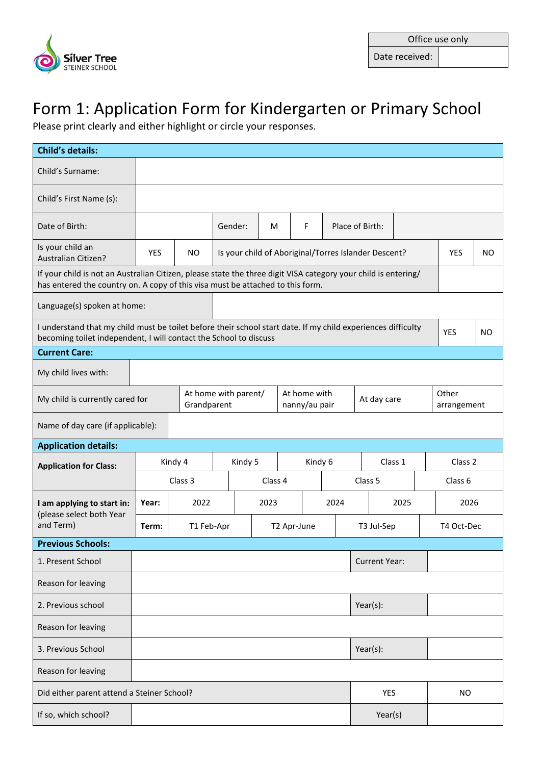Silver Tree STEINER SCHOOL

| Office use only | |
|---|---|
| Date received: | |

# Form 1: Application Form for Kindergarten or Primary School

Please print clearly and either highlight or circle your responses.

| **Child's details:** | | | | | | | |
|---|---|---|---|---|---|---|---|
| Child's Surname: | | | | | | | |
| Child's First Name (s): | | | | | | | |
| Date of Birth: | | Gender: | M | F | Place of Birth: | | |
| Is your child an Australian Citizen? | YES | NO | Is your child of Aboriginal/Torres Islander Descent? | | | YES | NO |
| If your child is not an Australian Citizen, please state the three digit VISA category your child is entering/ has entered the country on. A copy of this visa must be attached to this form. | | | | | | | |
| Language(s) spoken at home: | | | | | | | |
| I understand that my child must be toilet before their school start date. If my child experiences difficulty becoming toilet independent, I will contact the School to discuss | | | | | | YES | NO |

| **Current Care:** | | | | |
|---|---|---|---|---|
| My child lives with: | | | | |
| My child is currently cared for | At home with parent/ Grandparent | At home with nanny/au pair | At day care | Other arrangement |
| Name of day care (if applicable): | | | | |

| **Application details:** | | | | | | |
|---|---|---|---|---|---|---|
| **Application for Class:** | Kindy 4 | Kindy 5 | Kindy 6 | Class 1 | Class 2 | |
| | Class 3 | Class 4 | Class 5 | Class 6 | | |
| **I am applying to start in:** (please select both Year and Term) | **Year:** | 2022 | 2023 | 2024 | 2025 | 2026 |
| | **Term:** | T1 Feb-Apr | T2 Apr-June | T3 Jul-Sep | T4 Oct-Dec | |

| **Previous Schools:** | | | |
|---|---|---|---|
| 1. Present School | | Current Year: | |
| Reason for leaving | | | |
| 2. Previous school | | Year(s): | |
| Reason for leaving | | | |
| 3. Previous School | | Year(s): | |
| Reason for leaving | | | |
| Did either parent attend a Steiner School? | | YES | NO |
| If so, which school? | | Year(s) | |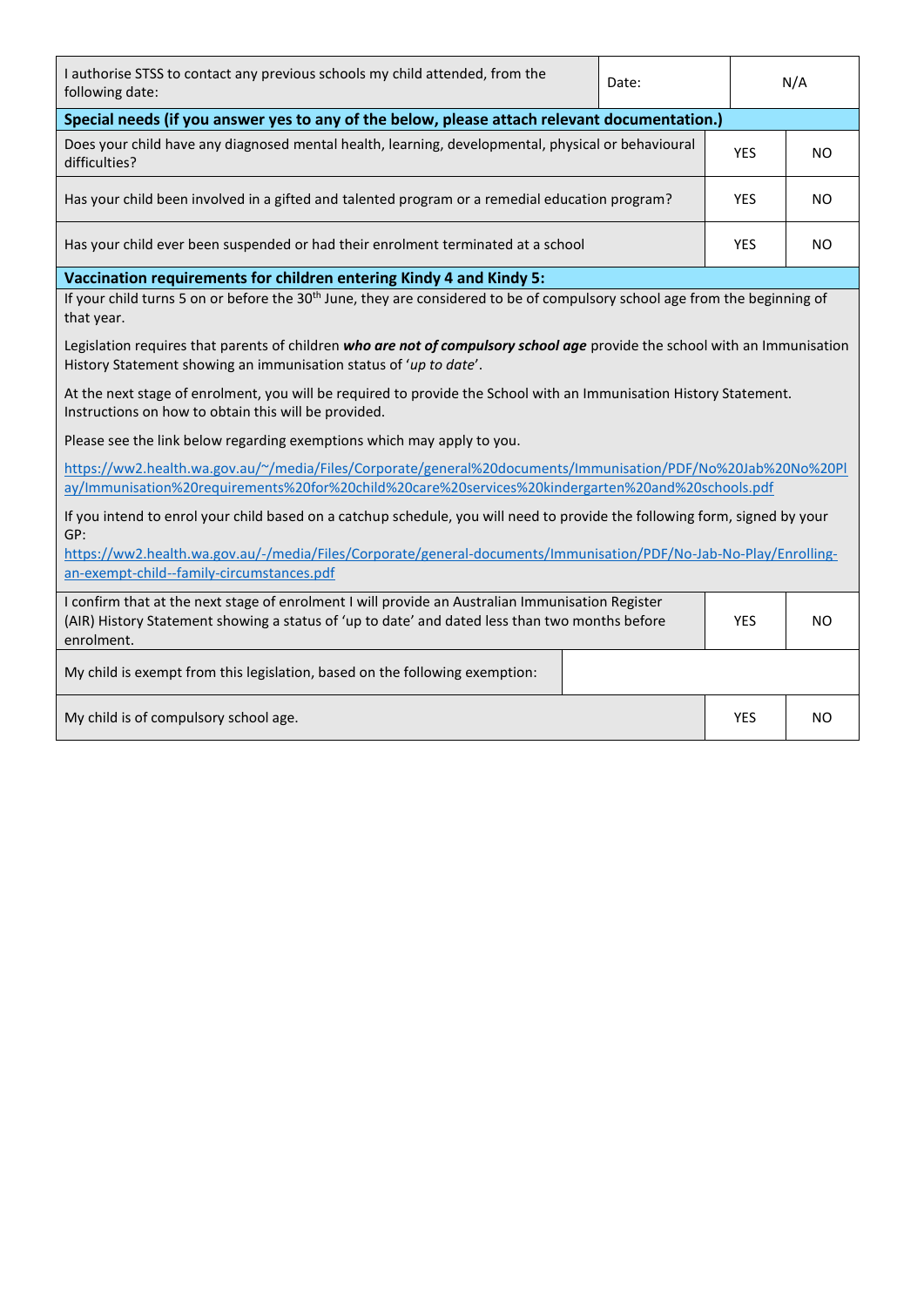| I authorise STSS to contact any previous schools my child attended, from the following date: | Date: | N/A |
|---|---|---|

**Special needs (if you answer yes to any of the below, please attach relevant documentation.)**

| Question | | |
|---|---|---|
| Does your child have any diagnosed mental health, learning, developmental, physical or behavioural difficulties? | YES | NO |
| Has your child been involved in a gifted and talented program or a remedial education program? | YES | NO |
| Has your child ever been suspended or had their enrolment terminated at a school | YES | NO |

**Vaccination requirements for children entering Kindy 4 and Kindy 5:**

If your child turns 5 on or before the 30th June, they are considered to be of compulsory school age from the beginning of that year.

Legislation requires that parents of children ***who are not of compulsory school age*** provide the school with an Immunisation History Statement showing an immunisation status of '*up to date*'.

At the next stage of enrolment, you will be required to provide the School with an Immunisation History Statement. Instructions on how to obtain this will be provided.

Please see the link below regarding exemptions which may apply to you.

https://ww2.health.wa.gov.au/~/media/Files/Corporate/general%20documents/Immunisation/PDF/No%20Jab%20No%20Play/Immunisation%20requirements%20for%20child%20care%20services%20kindergarten%20and%20schools.pdf

If you intend to enrol your child based on a catchup schedule, you will need to provide the following form, signed by your GP:
https://ww2.health.wa.gov.au/-/media/Files/Corporate/general-documents/Immunisation/PDF/No-Jab-No-Play/Enrolling-an-exempt-child--family-circumstances.pdf

| Statement | | |
|---|---|---|
| I confirm that at the next stage of enrolment I will provide an Australian Immunisation Register (AIR) History Statement showing a status of 'up to date' and dated less than two months before enrolment. | YES | NO |
| My child is exempt from this legislation, based on the following exemption: | | |
| My child is of compulsory school age. | YES | NO |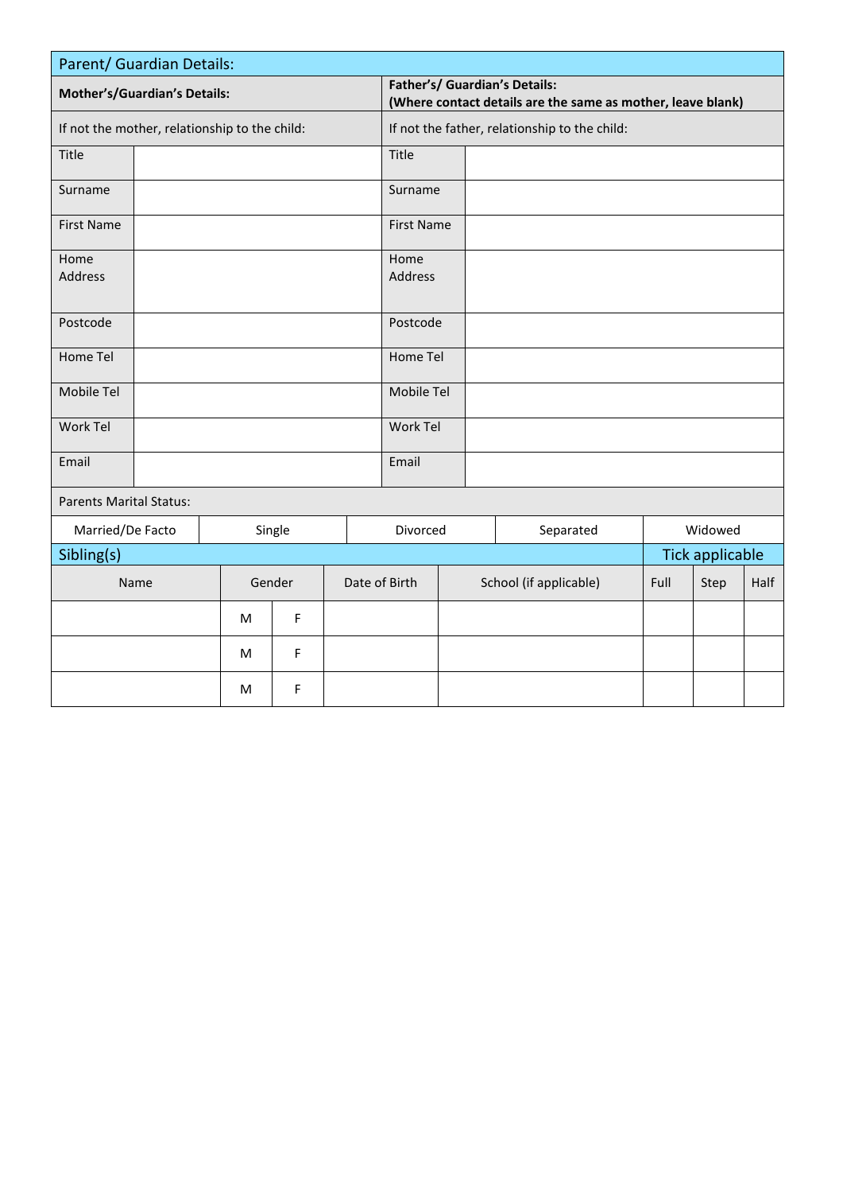## Parent/ Guardian Details:

| **Mother's/Guardian's Details:** | | **Father's/ Guardian's Details:** **(Where contact details are the same as mother, leave blank)** | |
|---|---|---|---|
| If not the mother, relationship to the child: | | If not the father, relationship to the child: | |
| Title | | Title | |
| Surname | | Surname | |
| First Name | | First Name | |
| Home Address | | Home Address | |
| Postcode | | Postcode | |
| Home Tel | | Home Tel | |
| Mobile Tel | | Mobile Tel | |
| Work Tel | | Work Tel | |
| Email | | Email | |

Parents Marital Status:

| Married/De Facto | Single | Divorced | Separated | Widowed |
|---|---|---|---|---|

## Sibling(s)

Tick applicable

| Name | Gender | | Date of Birth | School (if applicable) | Full | Step | Half |
|---|---|---|---|---|---|---|---|
| | M | F | | | | | |
| | M | F | | | | | |
| | M | F | | | | | |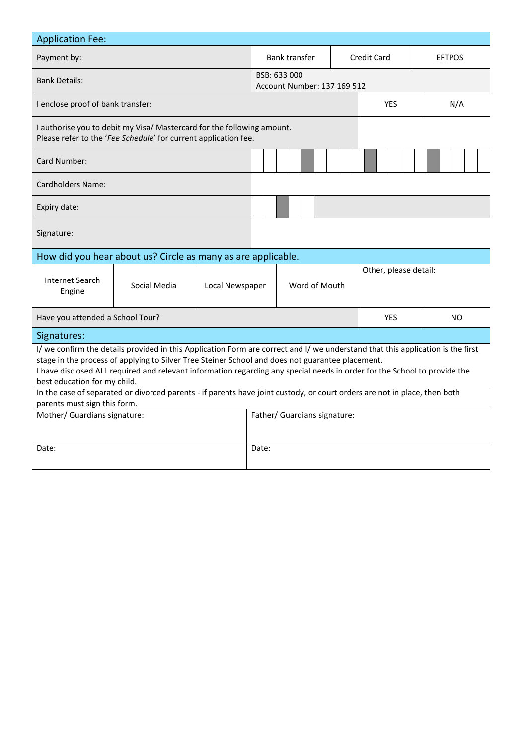## Application Fee:

| | | | |
|---|---|---|---|
| Payment by: | Bank transfer | Credit Card | EFTPOS |
| Bank Details: | BSB: 633 000<br>Account Number: 137 169 512 | | |
| I enclose proof of bank transfer: | | YES | N/A |
| I authorise you to debit my Visa/ Mastercard for the following amount.<br>Please refer to the '*Fee Schedule*' for current application fee. | | | |
| Card Number: | | | |
| Cardholders Name: | | | |
| Expiry date: | | | |
| Signature: | | | |

## How did you hear about us? Circle as many as are applicable.

| Internet Search Engine | Social Media | Local Newspaper | Word of Mouth | Other, please detail: | |
|---|---|---|---|---|---|
| Have you attended a School Tour? | | | | YES | NO |

## Signatures:

I/ we confirm the details provided in this Application Form are correct and I/ we understand that this application is the first stage in the process of applying to Silver Tree Steiner School and does not guarantee placement.
I have disclosed ALL required and relevant information regarding any special needs in order for the School to provide the best education for my child.

In the case of separated or divorced parents - if parents have joint custody, or court orders are not in place, then both parents must sign this form.

| Mother/ Guardians signature: | Father/ Guardians signature: |
|---|---|
| Date: | Date: |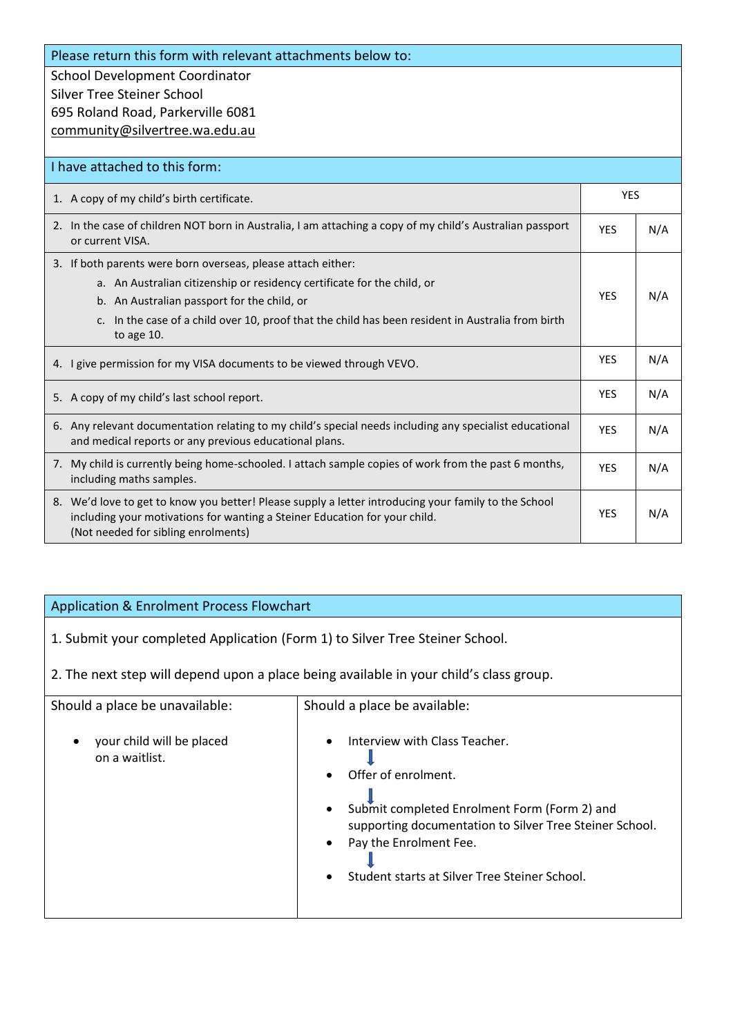**Please return this form with relevant attachments below to:**

School Development Coordinator
Silver Tree Steiner School
695 Roland Road, Parkerville 6081
community@silvertree.wa.edu.au

**I have attached to this form:**

| | | |
|---|---|---|
| 1. A copy of my child's birth certificate. | YES | |
| 2. In the case of children NOT born in Australia, I am attaching a copy of my child's Australian passport or current VISA. | YES | N/A |
| 3. If both parents were born overseas, please attach either:<br>a. An Australian citizenship or residency certificate for the child, or<br>b. An Australian passport for the child, or<br>c. In the case of a child over 10, proof that the child has been resident in Australia from birth to age 10. | YES | N/A |
| 4. I give permission for my VISA documents to be viewed through VEVO. | YES | N/A |
| 5. A copy of my child's last school report. | YES | N/A |
| 6. Any relevant documentation relating to my child's special needs including any specialist educational and medical reports or any previous educational plans. | YES | N/A |
| 7. My child is currently being home-schooled. I attach sample copies of work from the past 6 months, including maths samples. | YES | N/A |
| 8. We'd love to get to know you better! Please supply a letter introducing your family to the School including your motivations for wanting a Steiner Education for your child.<br>(Not needed for sibling enrolments) | YES | N/A |

**Application & Enrolment Process Flowchart**

1. Submit your completed Application (Form 1) to Silver Tree Steiner School.

2. The next step will depend upon a place being available in your child's class group.

| Should a place be unavailable: | Should a place be available: |
|---|---|
| • your child will be placed on a waitlist. | • Interview with Class Teacher.<br>↓<br>• Offer of enrolment.<br>↓<br>• Submit completed Enrolment Form (Form 2) and supporting documentation to Silver Tree Steiner School.<br>• Pay the Enrolment Fee.<br>↓<br>• Student starts at Silver Tree Steiner School. |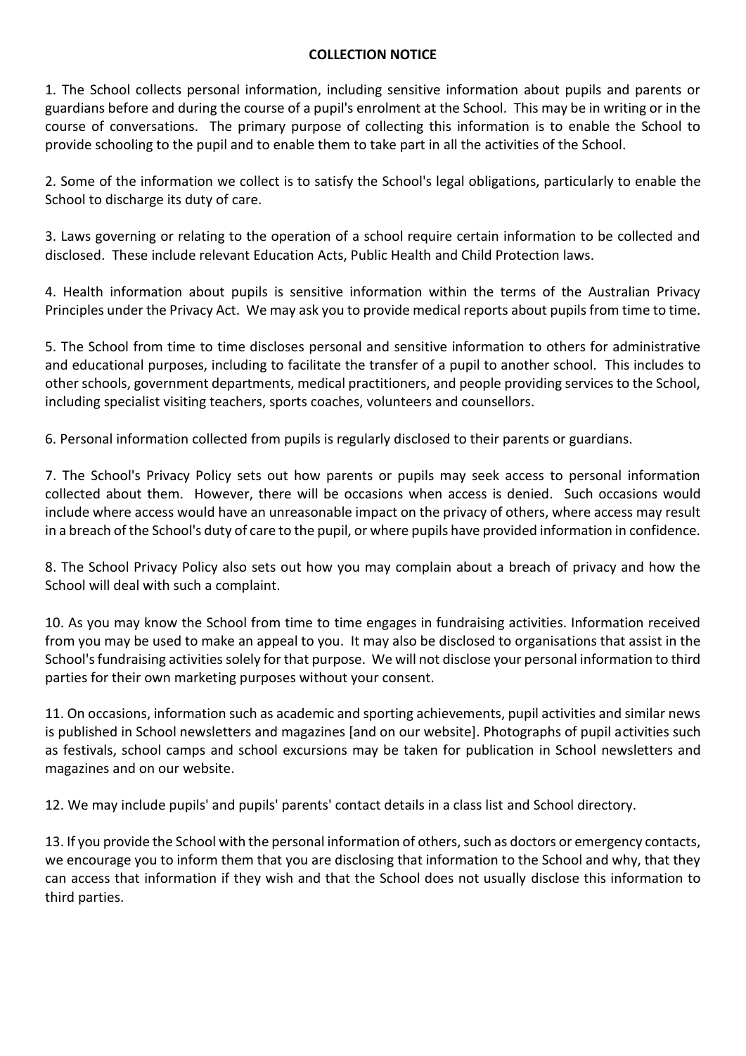**COLLECTION NOTICE**

1. The School collects personal information, including sensitive information about pupils and parents or guardians before and during the course of a pupil's enrolment at the School. This may be in writing or in the course of conversations. The primary purpose of collecting this information is to enable the School to provide schooling to the pupil and to enable them to take part in all the activities of the School.

2. Some of the information we collect is to satisfy the School's legal obligations, particularly to enable the School to discharge its duty of care.

3. Laws governing or relating to the operation of a school require certain information to be collected and disclosed. These include relevant Education Acts, Public Health and Child Protection laws.

4. Health information about pupils is sensitive information within the terms of the Australian Privacy Principles under the Privacy Act. We may ask you to provide medical reports about pupils from time to time.

5. The School from time to time discloses personal and sensitive information to others for administrative and educational purposes, including to facilitate the transfer of a pupil to another school. This includes to other schools, government departments, medical practitioners, and people providing services to the School, including specialist visiting teachers, sports coaches, volunteers and counsellors.

6. Personal information collected from pupils is regularly disclosed to their parents or guardians.

7. The School's Privacy Policy sets out how parents or pupils may seek access to personal information collected about them. However, there will be occasions when access is denied. Such occasions would include where access would have an unreasonable impact on the privacy of others, where access may result in a breach of the School's duty of care to the pupil, or where pupils have provided information in confidence.

8. The School Privacy Policy also sets out how you may complain about a breach of privacy and how the School will deal with such a complaint.

10. As you may know the School from time to time engages in fundraising activities. Information received from you may be used to make an appeal to you. It may also be disclosed to organisations that assist in the School's fundraising activities solely for that purpose. We will not disclose your personal information to third parties for their own marketing purposes without your consent.

11. On occasions, information such as academic and sporting achievements, pupil activities and similar news is published in School newsletters and magazines [and on our website]. Photographs of pupil activities such as festivals, school camps and school excursions may be taken for publication in School newsletters and magazines and on our website.

12. We may include pupils' and pupils' parents' contact details in a class list and School directory.

13. If you provide the School with the personal information of others, such as doctors or emergency contacts, we encourage you to inform them that you are disclosing that information to the School and why, that they can access that information if they wish and that the School does not usually disclose this information to third parties.